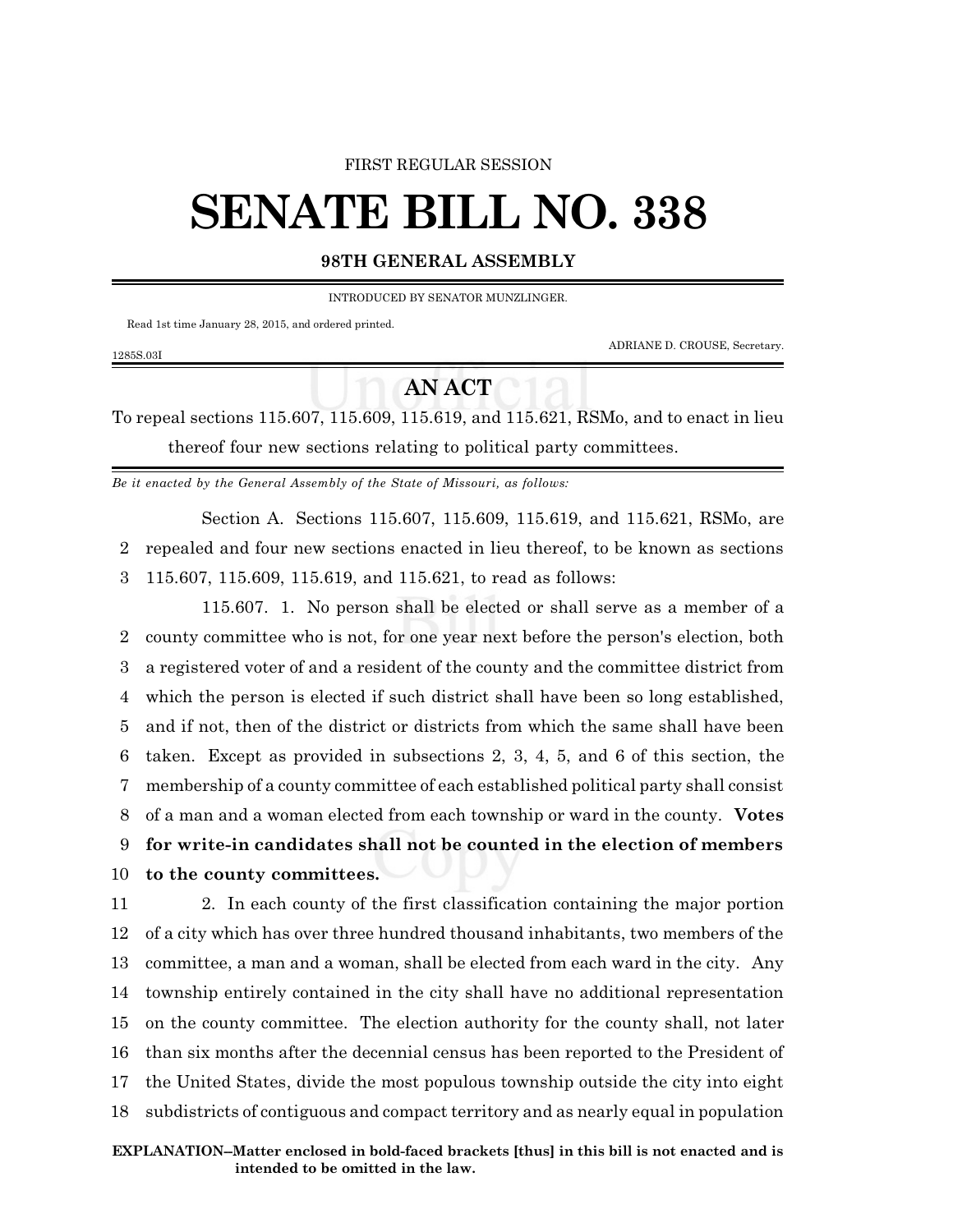FIRST REGULAR SESSION

# SENATE BILL NO. 338

**98TH GENERAL ASSEMBLY**

INTRODUCED BY SENATOR MUNZLINGER.

Read 1st time January 28, 2015, and ordered printed.

ADRIANE D. CROUSE, Secretary.

1285S.03I

## AN ACT

To repeal sections 115.607, 115.609, 115.619, and 115.621, RSMo, and to enact in lieu thereof four new sections relating to political party committees.

*Be it enacted by the General Assembly of the State of Missouri, as follows:*

Section A. Sections 115.607, 115.609, 115.619, and 115.621, RSMo, are repealed and four new sections enacted in lieu thereof, to be known as sections 115.607, 115.609, 115.619, and 115.621, to read as follows:

115.607. 1. No person shall be elected or shall serve as a member of a county committee who is not, for one year next before the person's election, both a registered voter of and a resident of the county and the committee district from which the person is elected if such district shall have been so long established, and if not, then of the district or districts from which the same shall have been taken. Except as provided in subsections 2, 3, 4, 5, and 6 of this section, the membership of a county committee of each established political party shall consist of a man and a woman elected from each township or ward in the county. **Votes for write-in candidates shall not be counted in the election of members to the county committees.**

2. In each county of the first classification containing the major portion of a city which has over three hundred thousand inhabitants, two members of the committee, a man and a woman, shall be elected from each ward in the city. Any township entirely contained in the city shall have no additional representation on the county committee. The election authority for the county shall, not later than six months after the decennial census has been reported to the President of the United States, divide the most populous township outside the city into eight subdistricts of contiguous and compact territory and as nearly equal in population

**EXPLANATION–Matter enclosed in bold-faced brackets [thus] in this bill is not enacted and is intended to be omitted in the law.**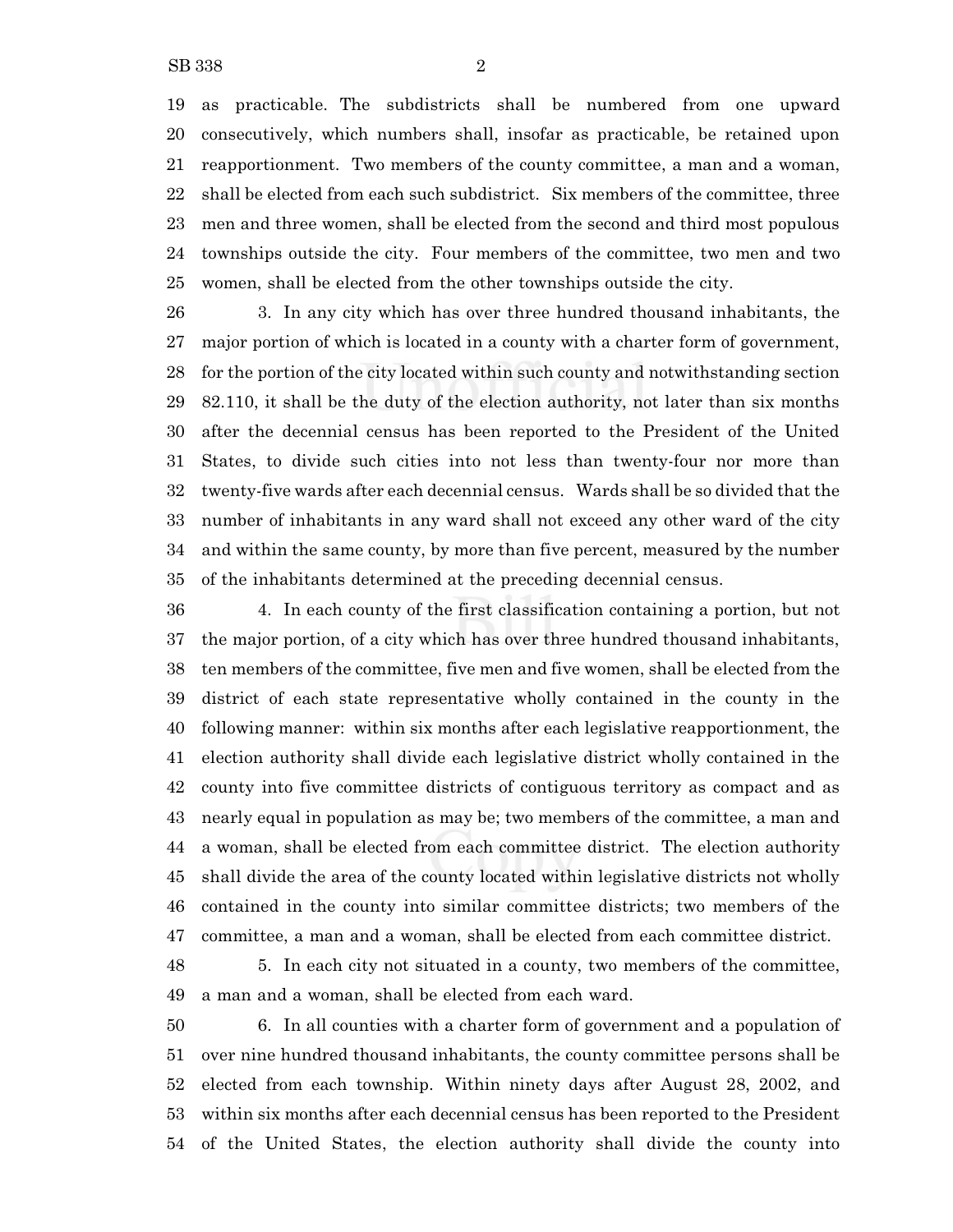as practicable. The subdistricts shall be numbered from one upward consecutively, which numbers shall, insofar as practicable, be retained upon reapportionment. Two members of the county committee, a man and a woman, shall be elected from each such subdistrict. Six members of the committee, three men and three women, shall be elected from the second and third most populous townships outside the city. Four members of the committee, two men and two women, shall be elected from the other townships outside the city.

3. In any city which has over three hundred thousand inhabitants, the major portion of which is located in a county with a charter form of government, for the portion of the city located within such county and notwithstanding section 82.110, it shall be the duty of the election authority, not later than six months after the decennial census has been reported to the President of the United States, to divide such cities into not less than twenty-four nor more than twenty-five wards after each decennial census. Wards shall be so divided that the number of inhabitants in any ward shall not exceed any other ward of the city and within the same county, by more than five percent, measured by the number of the inhabitants determined at the preceding decennial census.

4. In each county of the first classification containing a portion, but not the major portion, of a city which has over three hundred thousand inhabitants, ten members of the committee, five men and five women, shall be elected from the district of each state representative wholly contained in the county in the following manner: within six months after each legislative reapportionment, the election authority shall divide each legislative district wholly contained in the county into five committee districts of contiguous territory as compact and as nearly equal in population as may be; two members of the committee, a man and a woman, shall be elected from each committee district. The election authority shall divide the area of the county located within legislative districts not wholly contained in the county into similar committee districts; two members of the committee, a man and a woman, shall be elected from each committee district.

5. In each city not situated in a county, two members of the committee, a man and a woman, shall be elected from each ward.

6. In all counties with a charter form of government and a population of over nine hundred thousand inhabitants, the county committee persons shall be elected from each township. Within ninety days after August 28, 2002, and within six months after each decennial census has been reported to the President of the United States, the election authority shall divide the county into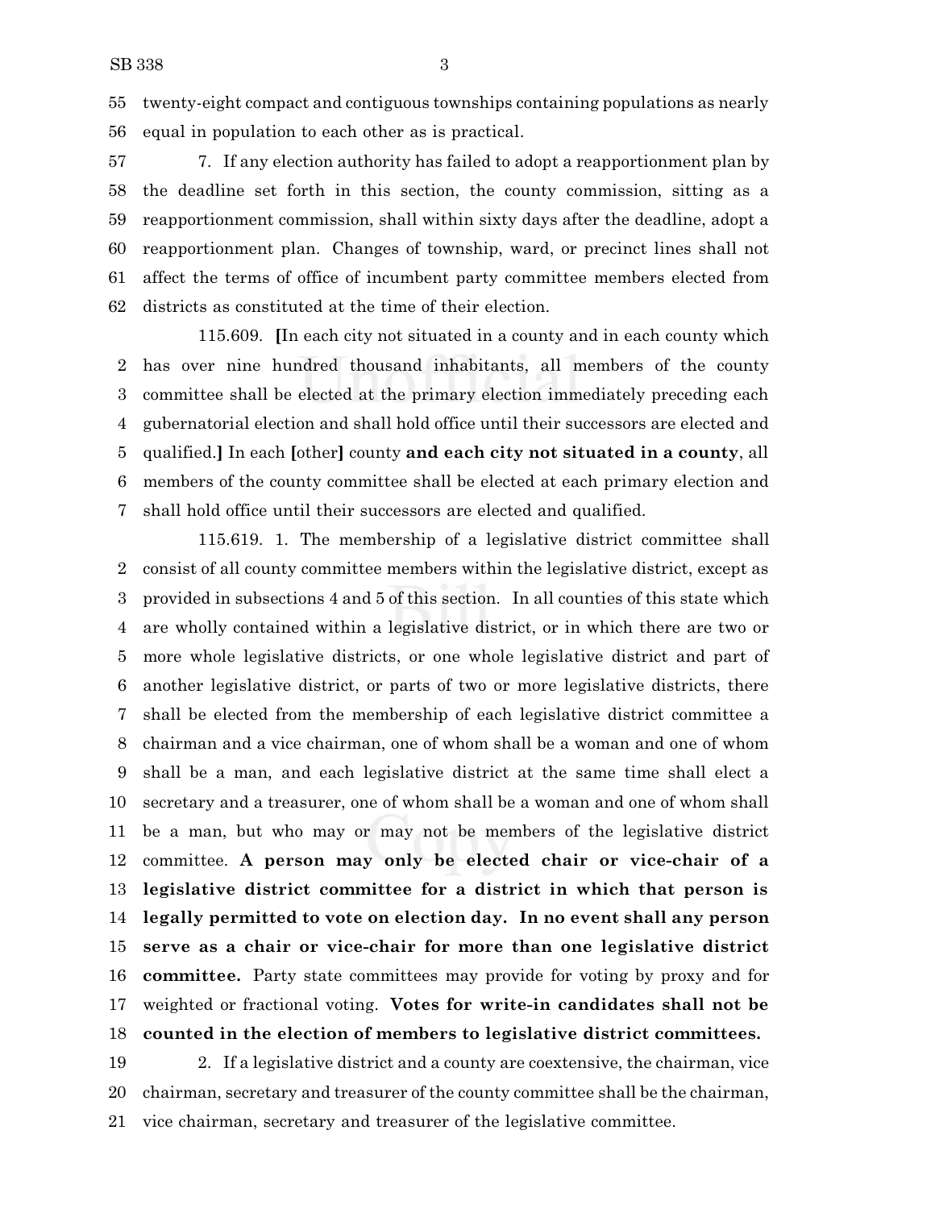twenty-eight compact and contiguous townships containing populations as nearly equal in population to each other as is practical.

7. If any election authority has failed to adopt a reapportionment plan by the deadline set forth in this section, the county commission, sitting as a reapportionment commission, shall within sixty days after the deadline, adopt a reapportionment plan. Changes of township, ward, or precinct lines shall not affect the terms of office of incumbent party committee members elected from districts as constituted at the time of their election.

115.609. **[**In each city not situated in a county and in each county which has over nine hundred thousand inhabitants, all members of the county committee shall be elected at the primary election immediately preceding each gubernatorial election and shall hold office until their successors are elected and qualified.**]** In each **[**other**]** county **and each city not situated in a county**, all members of the county committee shall be elected at each primary election and shall hold office until their successors are elected and qualified.

115.619. 1. The membership of a legislative district committee shall consist of all county committee members within the legislative district, except as provided in subsections 4 and 5 of this section. In all counties of this state which are wholly contained within a legislative district, or in which there are two or more whole legislative districts, or one whole legislative district and part of another legislative district, or parts of two or more legislative districts, there shall be elected from the membership of each legislative district committee a chairman and a vice chairman, one of whom shall be a woman and one of whom shall be a man, and each legislative district at the same time shall elect a secretary and a treasurer, one of whom shall be a woman and one of whom shall be a man, but who may or may not be members of the legislative district committee. **A person may only be elected chair or vice-chair of a legislative district committee for a district in which that person is legally permitted to vote on election day. In no event shall any person serve as a chair or vice-chair for more than one legislative district committee.** Party state committees may provide for voting by proxy and for weighted or fractional voting. **Votes for write-in candidates shall not be counted in the election of members to legislative district committees.**

2. If a legislative district and a county are coextensive, the chairman, vice chairman, secretary and treasurer of the county committee shall be the chairman, vice chairman, secretary and treasurer of the legislative committee.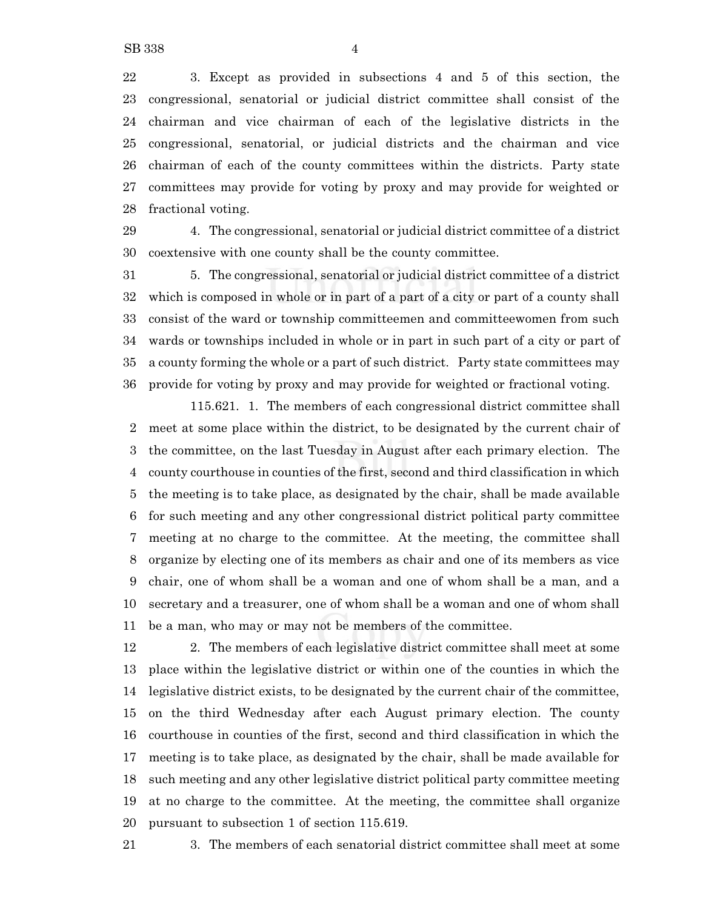3. Except as provided in subsections 4 and 5 of this section, the congressional, senatorial or judicial district committee shall consist of the chairman and vice chairman of each of the legislative districts in the congressional, senatorial, or judicial districts and the chairman and vice chairman of each of the county committees within the districts. Party state committees may provide for voting by proxy and may provide for weighted or fractional voting.

4. The congressional, senatorial or judicial district committee of a district coextensive with one county shall be the county committee.

5. The congressional, senatorial or judicial district committee of a district which is composed in whole or in part of a part of a city or part of a county shall consist of the ward or township committeemen and committeewomen from such wards or townships included in whole or in part in such part of a city or part of a county forming the whole or a part of such district. Party state committees may provide for voting by proxy and may provide for weighted or fractional voting.

115.621. 1. The members of each congressional district committee shall meet at some place within the district, to be designated by the current chair of the committee, on the last Tuesday in August after each primary election. The county courthouse in counties of the first, second and third classification in which the meeting is to take place, as designated by the chair, shall be made available for such meeting and any other congressional district political party committee meeting at no charge to the committee. At the meeting, the committee shall organize by electing one of its members as chair and one of its members as vice chair, one of whom shall be a woman and one of whom shall be a man, and a secretary and a treasurer, one of whom shall be a woman and one of whom shall be a man, who may or may not be members of the committee.

2. The members of each legislative district committee shall meet at some place within the legislative district or within one of the counties in which the legislative district exists, to be designated by the current chair of the committee, on the third Wednesday after each August primary election. The county courthouse in counties of the first, second and third classification in which the meeting is to take place, as designated by the chair, shall be made available for such meeting and any other legislative district political party committee meeting at no charge to the committee. At the meeting, the committee shall organize pursuant to subsection 1 of section 115.619.

3. The members of each senatorial district committee shall meet at some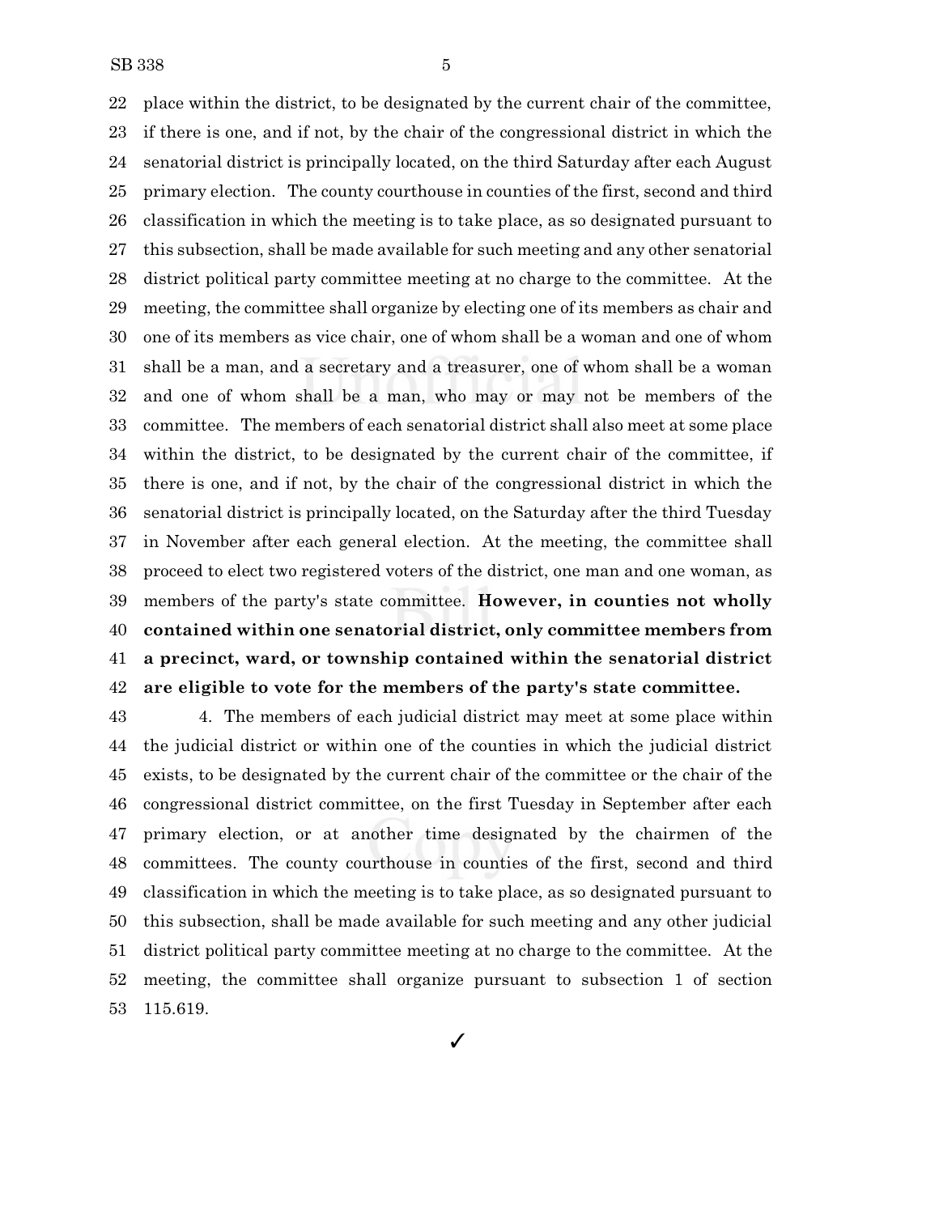place within the district, to be designated by the current chair of the committee, if there is one, and if not, by the chair of the congressional district in which the senatorial district is principally located, on the third Saturday after each August primary election. The county courthouse in counties of the first, second and third classification in which the meeting is to take place, as so designated pursuant to this subsection, shall be made available for such meeting and any other senatorial district political party committee meeting at no charge to the committee. At the meeting, the committee shall organize by electing one of its members as chair and one of its members as vice chair, one of whom shall be a woman and one of whom shall be a man, and a secretary and a treasurer, one of whom shall be a woman and one of whom shall be a man, who may or may not be members of the committee. The members of each senatorial district shall also meet at some place within the district, to be designated by the current chair of the committee, if there is one, and if not, by the chair of the congressional district in which the senatorial district is principally located, on the Saturday after the third Tuesday in November after each general election. At the meeting, the committee shall proceed to elect two registered voters of the district, one man and one woman, as members of the party's state committee. **However, in counties not wholly contained within one senatorial district, only committee members from a precinct, ward, or township contained within the senatorial district are eligible to vote for the members of the party's state committee.**

4. The members of each judicial district may meet at some place within the judicial district or within one of the counties in which the judicial district exists, to be designated by the current chair of the committee or the chair of the congressional district committee, on the first Tuesday in September after each primary election, or at another time designated by the chairmen of the committees. The county courthouse in counties of the first, second and third classification in which the meeting is to take place, as so designated pursuant to this subsection, shall be made available for such meeting and any other judicial district political party committee meeting at no charge to the committee. At the meeting, the committee shall organize pursuant to subsection 1 of section 115.619.

✓